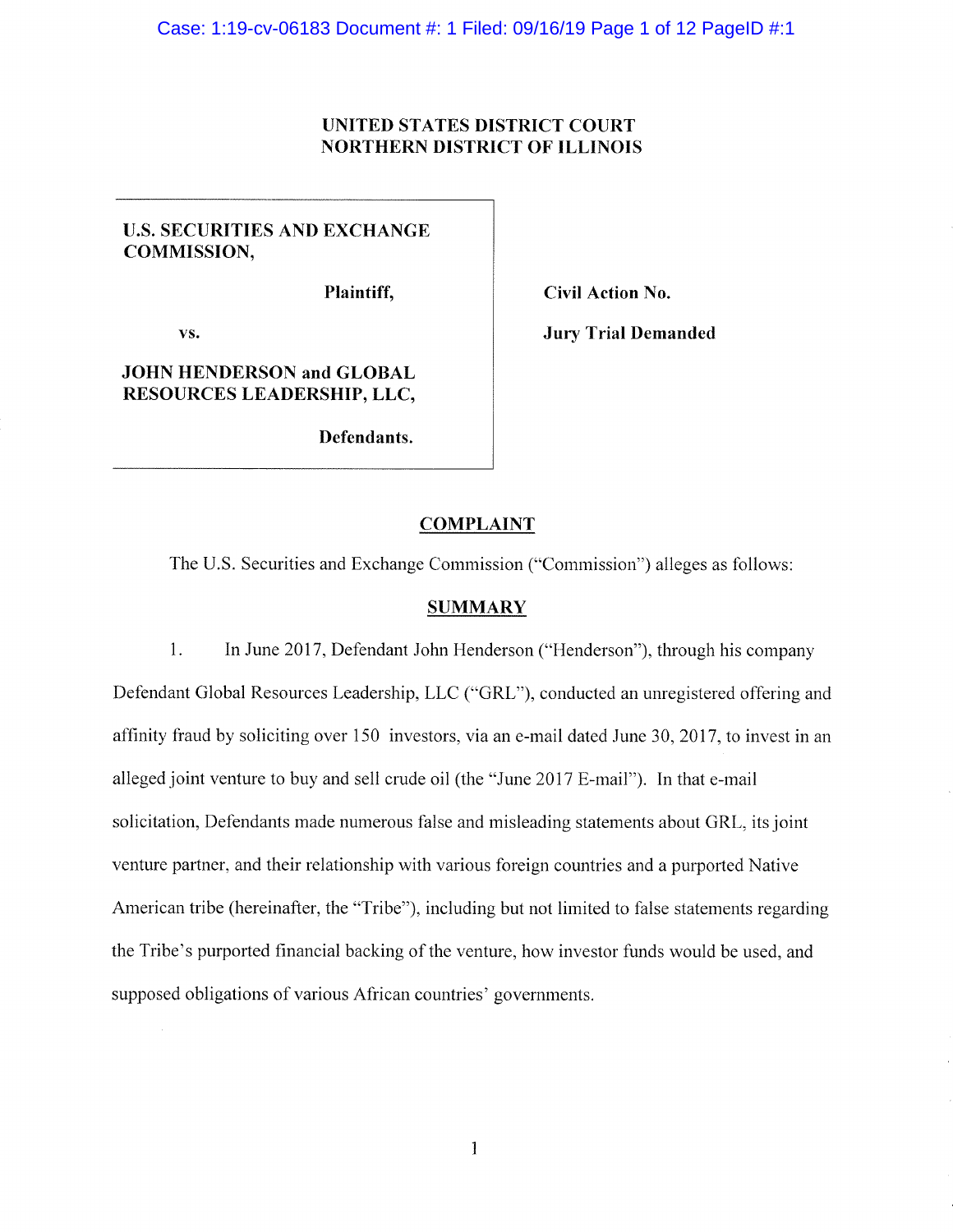UNITED STATES DISTRICT COURT
NORTHERN DISTRICT OF ILLINOIS

| | |
|---|---|
| **U.S. SECURITIES AND EXCHANGE COMMISSION,**<br><br>**Plaintiff,**<br><br>vs.<br><br>**JOHN HENDERSON and GLOBAL RESOURCES LEADERSHIP, LLC,**<br><br>**Defendants.** | **Civil Action No.**<br><br>**Jury Trial Demanded** |

## COMPLAINT

The U.S. Securities and Exchange Commission ("Commission") alleges as follows:

## SUMMARY

1. In June 2017, Defendant John Henderson ("Henderson"), through his company Defendant Global Resources Leadership, LLC ("GRL"), conducted an unregistered offering and affinity fraud by soliciting over 150 investors, via an e-mail dated June 30, 2017, to invest in an alleged joint venture to buy and sell crude oil (the "June 2017 E-mail"). In that e-mail solicitation, Defendants made numerous false and misleading statements about GRL, its joint venture partner, and their relationship with various foreign countries and a purported Native American tribe (hereinafter, the "Tribe"), including but not limited to false statements regarding the Tribe's purported financial backing of the venture, how investor funds would be used, and supposed obligations of various African countries' governments.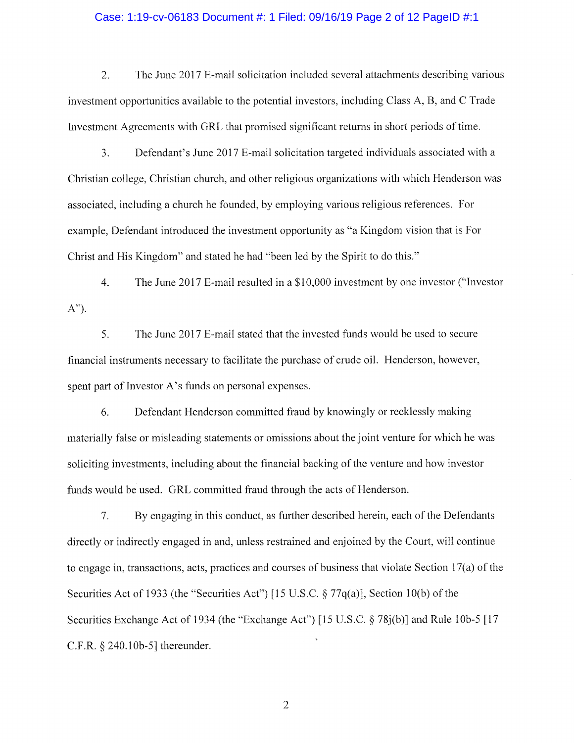2. The June 2017 E-mail solicitation included several attachments describing various investment opportunities available to the potential investors, including Class A, B, and C Trade Investment Agreements with GRL that promised significant returns in short periods of time.

3. Defendant's June 2017 E-mail solicitation targeted individuals associated with a Christian college, Christian church, and other religious organizations with which Henderson was associated, including a church he founded, by employing various religious references. For example, Defendant introduced the investment opportunity as "a Kingdom vision that is For Christ and His Kingdom" and stated he had "been led by the Spirit to do this."

4. The June 2017 E-mail resulted in a $10,000 investment by one investor ("Investor A").

5. The June 2017 E-mail stated that the invested funds would be used to secure financial instruments necessary to facilitate the purchase of crude oil. Henderson, however, spent part of Investor A's funds on personal expenses.

6. Defendant Henderson committed fraud by knowingly or recklessly making materially false or misleading statements or omissions about the joint venture for which he was soliciting investments, including about the financial backing of the venture and how investor funds would be used. GRL committed fraud through the acts of Henderson.

7. By engaging in this conduct, as further described herein, each of the Defendants directly or indirectly engaged in and, unless restrained and enjoined by the Court, will continue to engage in, transactions, acts, practices and courses of business that violate Section 17(a) of the Securities Act of 1933 (the "Securities Act") [15 U.S.C. § 77q(a)], Section 10(b) of the Securities Exchange Act of 1934 (the "Exchange Act") [15 U.S.C. § 78j(b)] and Rule 10b-5 [17 C.F.R. § 240.10b-5] thereunder.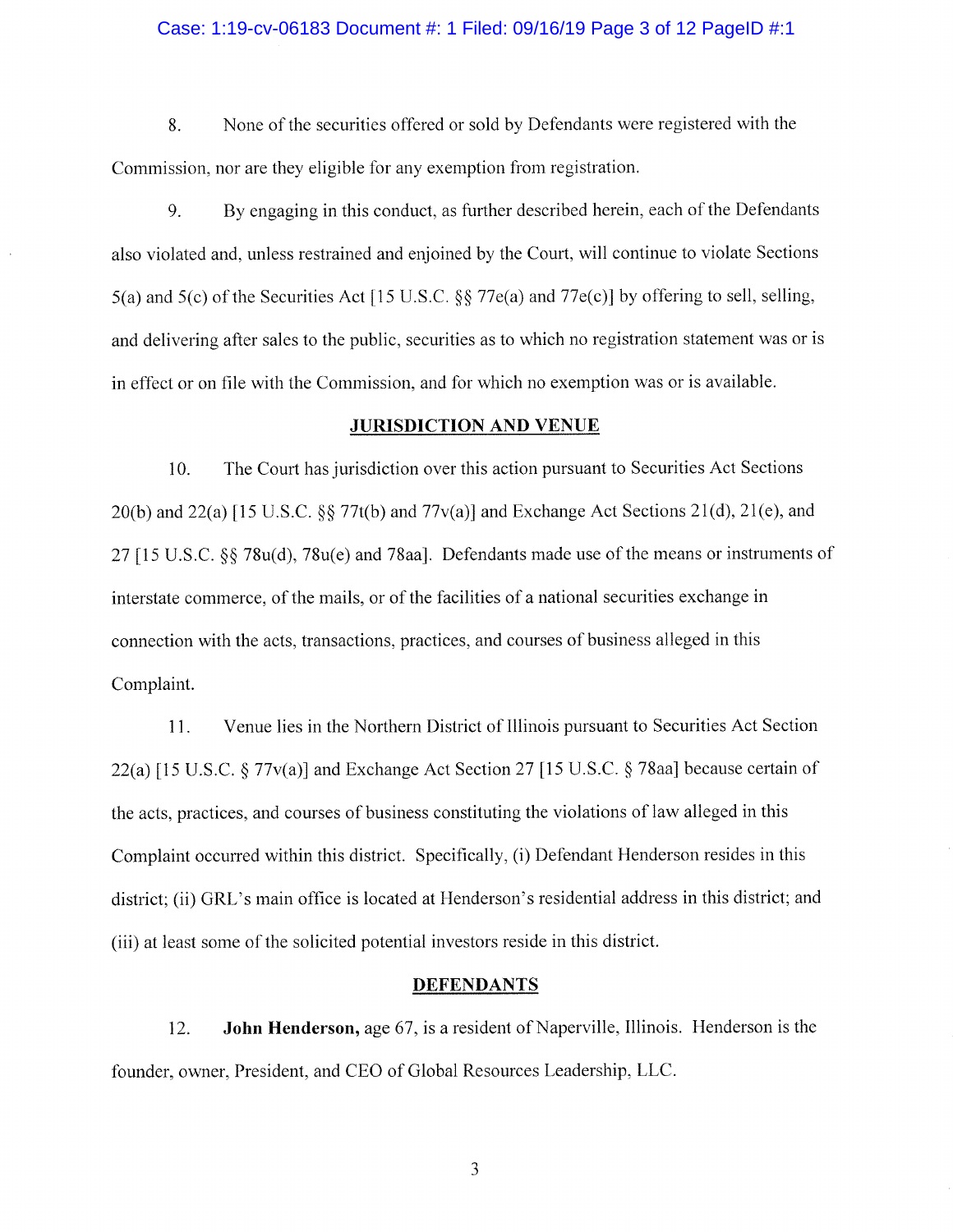8. None of the securities offered or sold by Defendants were registered with the Commission, nor are they eligible for any exemption from registration.

9. By engaging in this conduct, as further described herein, each of the Defendants also violated and, unless restrained and enjoined by the Court, will continue to violate Sections 5(a) and 5(c) of the Securities Act [15 U.S.C. §§ 77e(a) and 77e(c)] by offering to sell, selling, and delivering after sales to the public, securities as to which no registration statement was or is in effect or on file with the Commission, and for which no exemption was or is available.

## JURISDICTION AND VENUE

10. The Court has jurisdiction over this action pursuant to Securities Act Sections 20(b) and 22(a) [15 U.S.C. §§ 77t(b) and 77v(a)] and Exchange Act Sections 21(d), 21(e), and 27 [15 U.S.C. §§ 78u(d), 78u(e) and 78aa]. Defendants made use of the means or instruments of interstate commerce, of the mails, or of the facilities of a national securities exchange in connection with the acts, transactions, practices, and courses of business alleged in this Complaint.

11. Venue lies in the Northern District of Illinois pursuant to Securities Act Section 22(a) [15 U.S.C. § 77v(a)] and Exchange Act Section 27 [15 U.S.C. § 78aa] because certain of the acts, practices, and courses of business constituting the violations of law alleged in this Complaint occurred within this district. Specifically, (i) Defendant Henderson resides in this district; (ii) GRL's main office is located at Henderson's residential address in this district; and (iii) at least some of the solicited potential investors reside in this district.

## DEFENDANTS

12. **John Henderson,** age 67, is a resident of Naperville, Illinois. Henderson is the founder, owner, President, and CEO of Global Resources Leadership, LLC.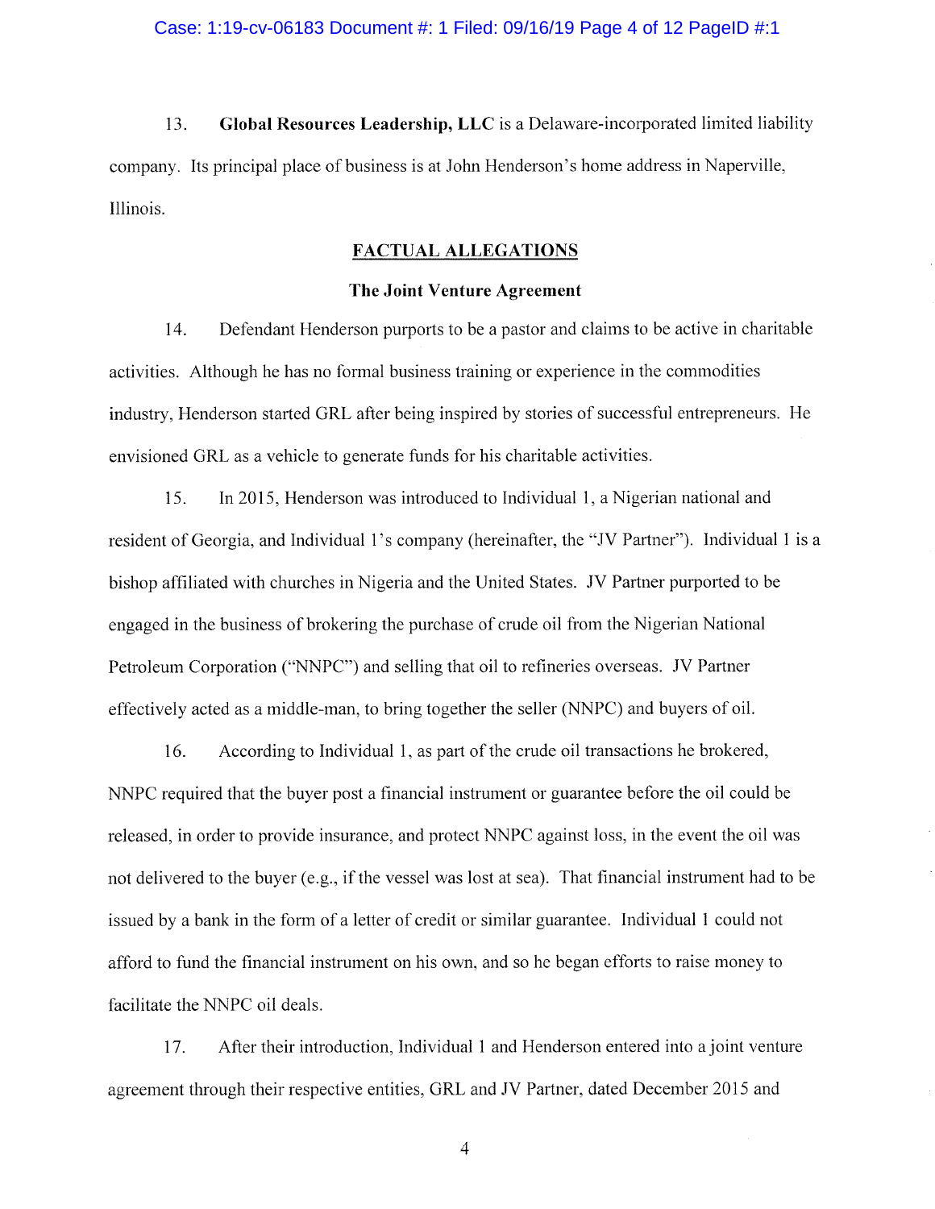13. **Global Resources Leadership, LLC** is a Delaware-incorporated limited liability company. Its principal place of business is at John Henderson's home address in Naperville, Illinois.

## FACTUAL ALLEGATIONS

### The Joint Venture Agreement

14. Defendant Henderson purports to be a pastor and claims to be active in charitable activities. Although he has no formal business training or experience in the commodities industry, Henderson started GRL after being inspired by stories of successful entrepreneurs. He envisioned GRL as a vehicle to generate funds for his charitable activities.

15. In 2015, Henderson was introduced to Individual 1, a Nigerian national and resident of Georgia, and Individual 1's company (hereinafter, the "JV Partner"). Individual 1 is a bishop affiliated with churches in Nigeria and the United States. JV Partner purported to be engaged in the business of brokering the purchase of crude oil from the Nigerian National Petroleum Corporation ("NNPC") and selling that oil to refineries overseas. JV Partner effectively acted as a middle-man, to bring together the seller (NNPC) and buyers of oil.

16. According to Individual 1, as part of the crude oil transactions he brokered, NNPC required that the buyer post a financial instrument or guarantee before the oil could be released, in order to provide insurance, and protect NNPC against loss, in the event the oil was not delivered to the buyer (e.g., if the vessel was lost at sea). That financial instrument had to be issued by a bank in the form of a letter of credit or similar guarantee. Individual 1 could not afford to fund the financial instrument on his own, and so he began efforts to raise money to facilitate the NNPC oil deals.

17. After their introduction, Individual 1 and Henderson entered into a joint venture agreement through their respective entities, GRL and JV Partner, dated December 2015 and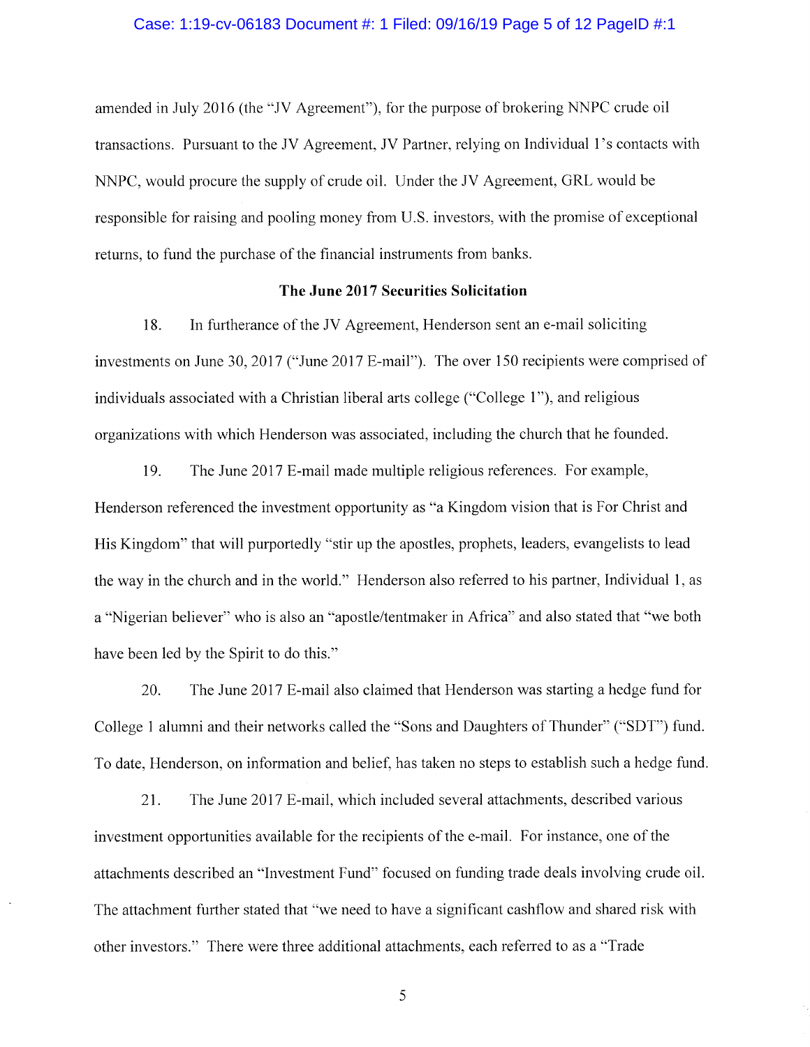amended in July 2016 (the "JV Agreement"), for the purpose of brokering NNPC crude oil transactions. Pursuant to the JV Agreement, JV Partner, relying on Individual 1's contacts with NNPC, would procure the supply of crude oil. Under the JV Agreement, GRL would be responsible for raising and pooling money from U.S. investors, with the promise of exceptional returns, to fund the purchase of the financial instruments from banks.

**The June 2017 Securities Solicitation**

18. In furtherance of the JV Agreement, Henderson sent an e-mail soliciting investments on June 30, 2017 ("June 2017 E-mail"). The over 150 recipients were comprised of individuals associated with a Christian liberal arts college ("College 1"), and religious organizations with which Henderson was associated, including the church that he founded.

19. The June 2017 E-mail made multiple religious references. For example, Henderson referenced the investment opportunity as "a Kingdom vision that is For Christ and His Kingdom" that will purportedly "stir up the apostles, prophets, leaders, evangelists to lead the way in the church and in the world." Henderson also referred to his partner, Individual 1, as a "Nigerian believer" who is also an "apostle/tentmaker in Africa" and also stated that "we both have been led by the Spirit to do this."

20. The June 2017 E-mail also claimed that Henderson was starting a hedge fund for College 1 alumni and their networks called the "Sons and Daughters of Thunder" ("SDT") fund. To date, Henderson, on information and belief, has taken no steps to establish such a hedge fund.

21. The June 2017 E-mail, which included several attachments, described various investment opportunities available for the recipients of the e-mail. For instance, one of the attachments described an "Investment Fund" focused on funding trade deals involving crude oil. The attachment further stated that "we need to have a significant cashflow and shared risk with other investors." There were three additional attachments, each referred to as a "Trade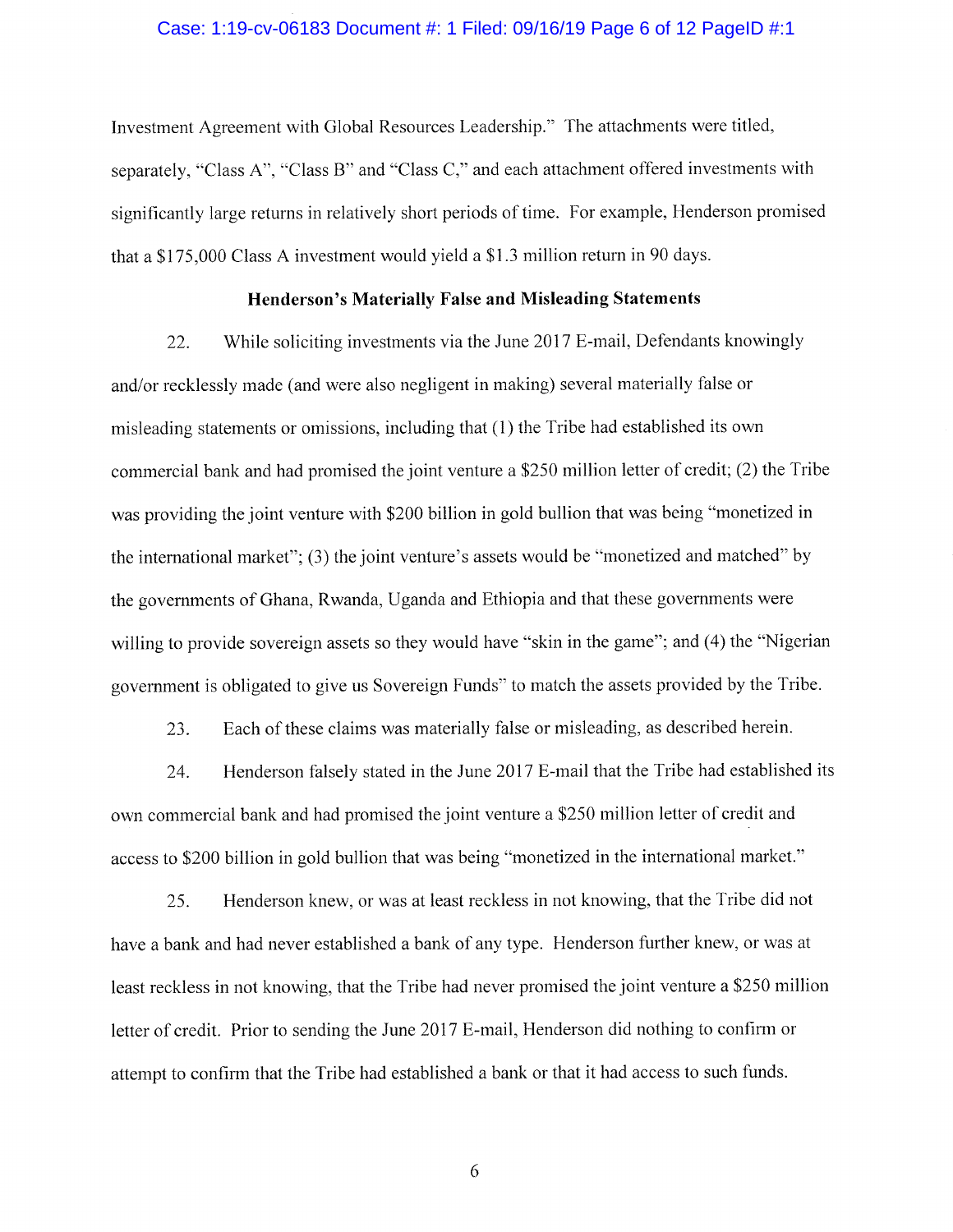Investment Agreement with Global Resources Leadership." The attachments were titled, separately, "Class A", "Class B" and "Class C," and each attachment offered investments with significantly large returns in relatively short periods of time. For example, Henderson promised that a $175,000 Class A investment would yield a $1.3 million return in 90 days.

### Henderson's Materially False and Misleading Statements

22. While soliciting investments via the June 2017 E-mail, Defendants knowingly and/or recklessly made (and were also negligent in making) several materially false or misleading statements or omissions, including that (1) the Tribe had established its own commercial bank and had promised the joint venture a $250 million letter of credit; (2) the Tribe was providing the joint venture with $200 billion in gold bullion that was being "monetized in the international market"; (3) the joint venture's assets would be "monetized and matched" by the governments of Ghana, Rwanda, Uganda and Ethiopia and that these governments were willing to provide sovereign assets so they would have "skin in the game"; and (4) the "Nigerian government is obligated to give us Sovereign Funds" to match the assets provided by the Tribe.

23. Each of these claims was materially false or misleading, as described herein.

24. Henderson falsely stated in the June 2017 E-mail that the Tribe had established its own commercial bank and had promised the joint venture a $250 million letter of credit and access to $200 billion in gold bullion that was being "monetized in the international market."

25. Henderson knew, or was at least reckless in not knowing, that the Tribe did not have a bank and had never established a bank of any type. Henderson further knew, or was at least reckless in not knowing, that the Tribe had never promised the joint venture a $250 million letter of credit. Prior to sending the June 2017 E-mail, Henderson did nothing to confirm or attempt to confirm that the Tribe had established a bank or that it had access to such funds.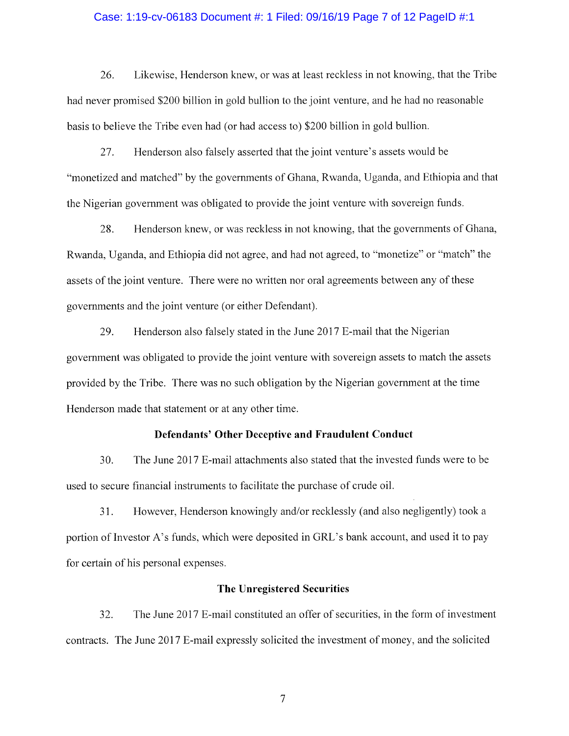26. Likewise, Henderson knew, or was at least reckless in not knowing, that the Tribe had never promised $200 billion in gold bullion to the joint venture, and he had no reasonable basis to believe the Tribe even had (or had access to) $200 billion in gold bullion.

27. Henderson also falsely asserted that the joint venture's assets would be "monetized and matched" by the governments of Ghana, Rwanda, Uganda, and Ethiopia and that the Nigerian government was obligated to provide the joint venture with sovereign funds.

28. Henderson knew, or was reckless in not knowing, that the governments of Ghana, Rwanda, Uganda, and Ethiopia did not agree, and had not agreed, to "monetize" or "match" the assets of the joint venture. There were no written nor oral agreements between any of these governments and the joint venture (or either Defendant).

29. Henderson also falsely stated in the June 2017 E-mail that the Nigerian government was obligated to provide the joint venture with sovereign assets to match the assets provided by the Tribe. There was no such obligation by the Nigerian government at the time Henderson made that statement or at any other time.

### Defendants' Other Deceptive and Fraudulent Conduct

30. The June 2017 E-mail attachments also stated that the invested funds were to be used to secure financial instruments to facilitate the purchase of crude oil.

31. However, Henderson knowingly and/or recklessly (and also negligently) took a portion of Investor A's funds, which were deposited in GRL's bank account, and used it to pay for certain of his personal expenses.

### The Unregistered Securities

32. The June 2017 E-mail constituted an offer of securities, in the form of investment contracts. The June 2017 E-mail expressly solicited the investment of money, and the solicited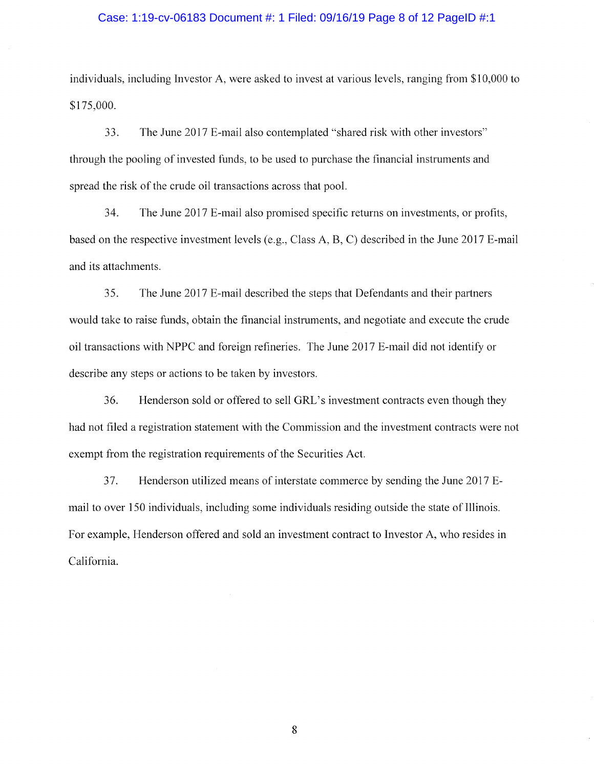individuals, including Investor A, were asked to invest at various levels, ranging from $10,000 to $175,000.

33. The June 2017 E-mail also contemplated "shared risk with other investors" through the pooling of invested funds, to be used to purchase the financial instruments and spread the risk of the crude oil transactions across that pool.

34. The June 2017 E-mail also promised specific returns on investments, or profits, based on the respective investment levels (e.g., Class A, B, C) described in the June 2017 E-mail and its attachments.

35. The June 2017 E-mail described the steps that Defendants and their partners would take to raise funds, obtain the financial instruments, and negotiate and execute the crude oil transactions with NPPC and foreign refineries. The June 2017 E-mail did not identify or describe any steps or actions to be taken by investors.

36. Henderson sold or offered to sell GRL's investment contracts even though they had not filed a registration statement with the Commission and the investment contracts were not exempt from the registration requirements of the Securities Act.

37. Henderson utilized means of interstate commerce by sending the June 2017 E-mail to over 150 individuals, including some individuals residing outside the state of Illinois. For example, Henderson offered and sold an investment contract to Investor A, who resides in California.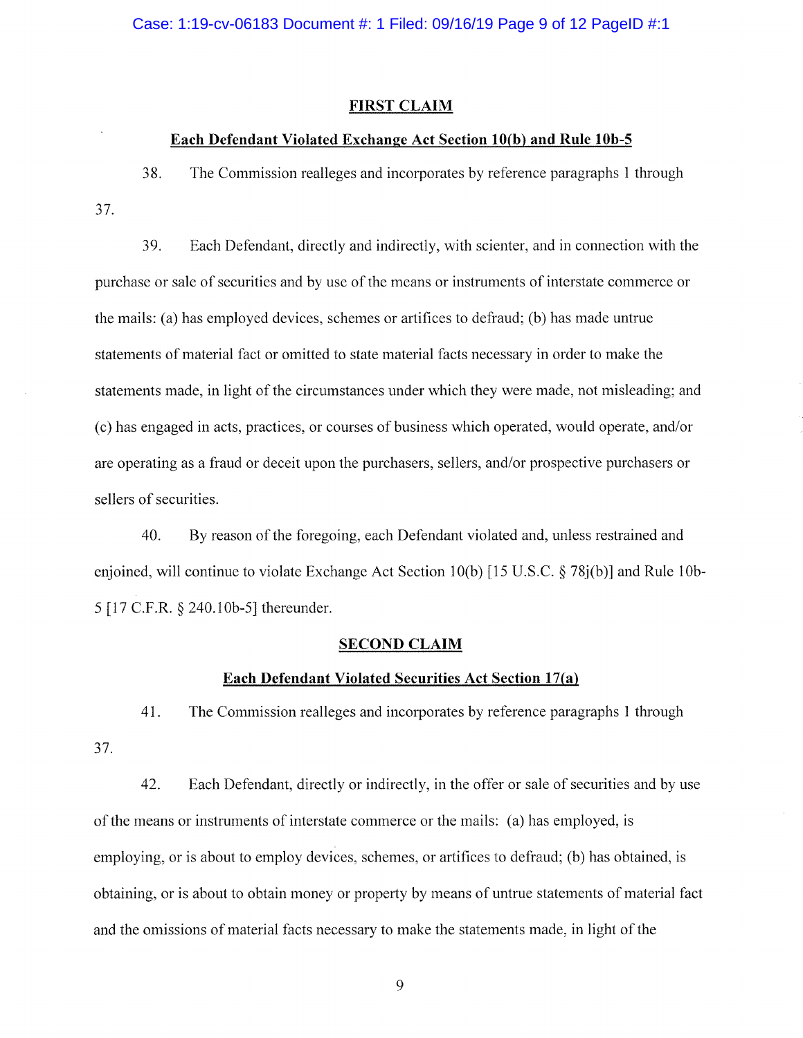## FIRST CLAIM

### Each Defendant Violated Exchange Act Section 10(b) and Rule 10b-5

38. The Commission realleges and incorporates by reference paragraphs 1 through 37.

39. Each Defendant, directly and indirectly, with scienter, and in connection with the purchase or sale of securities and by use of the means or instruments of interstate commerce or the mails: (a) has employed devices, schemes or artifices to defraud; (b) has made untrue statements of material fact or omitted to state material facts necessary in order to make the statements made, in light of the circumstances under which they were made, not misleading; and (c) has engaged in acts, practices, or courses of business which operated, would operate, and/or are operating as a fraud or deceit upon the purchasers, sellers, and/or prospective purchasers or sellers of securities.

40. By reason of the foregoing, each Defendant violated and, unless restrained and enjoined, will continue to violate Exchange Act Section 10(b) [15 U.S.C. § 78j(b)] and Rule 10b-5 [17 C.F.R. § 240.10b-5] thereunder.

## SECOND CLAIM

### Each Defendant Violated Securities Act Section 17(a)

41. The Commission realleges and incorporates by reference paragraphs 1 through 37.

42. Each Defendant, directly or indirectly, in the offer or sale of securities and by use of the means or instruments of interstate commerce or the mails: (a) has employed, is employing, or is about to employ devices, schemes, or artifices to defraud; (b) has obtained, is obtaining, or is about to obtain money or property by means of untrue statements of material fact and the omissions of material facts necessary to make the statements made, in light of the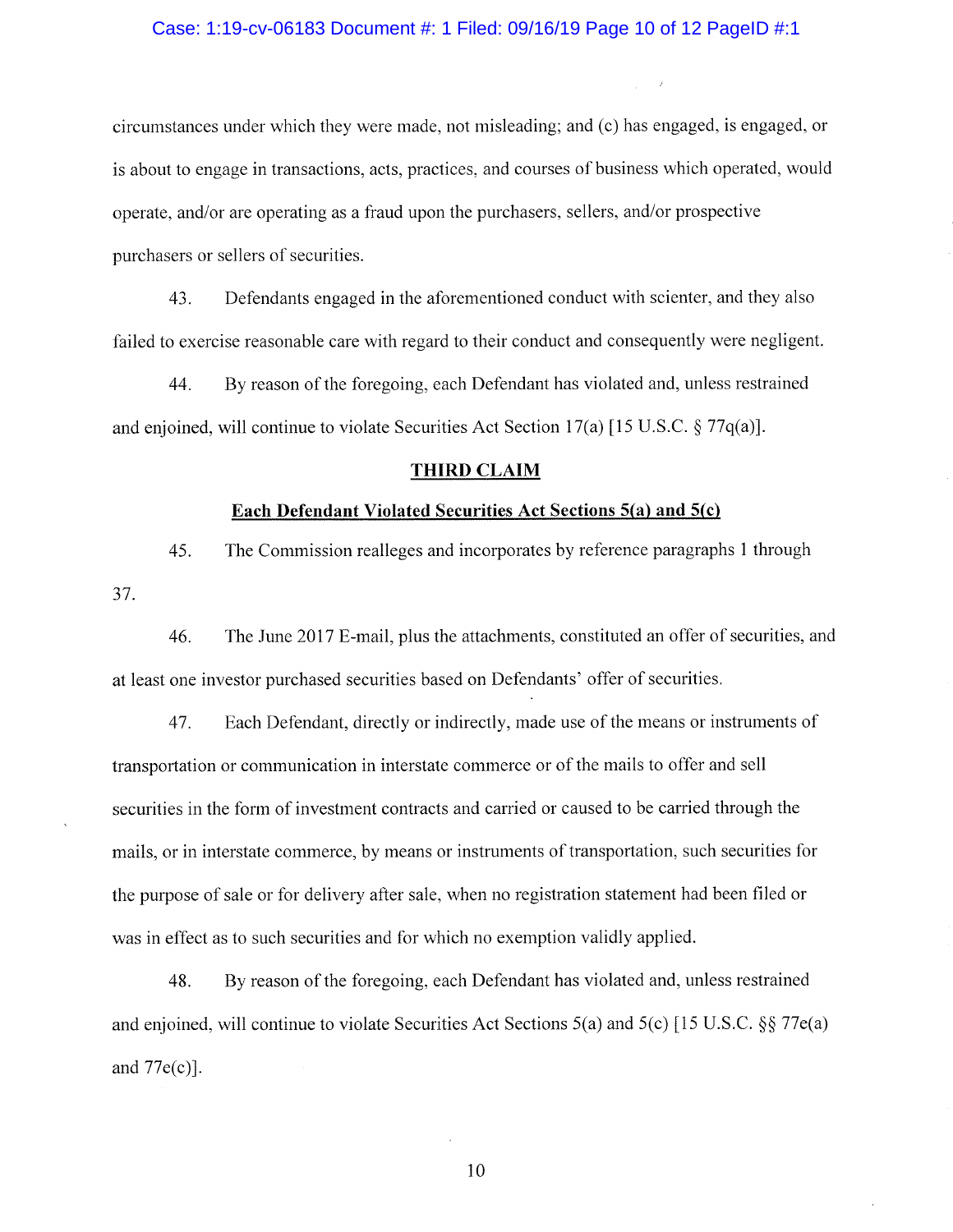circumstances under which they were made, not misleading; and (c) has engaged, is engaged, or is about to engage in transactions, acts, practices, and courses of business which operated, would operate, and/or are operating as a fraud upon the purchasers, sellers, and/or prospective purchasers or sellers of securities.

43. Defendants engaged in the aforementioned conduct with scienter, and they also failed to exercise reasonable care with regard to their conduct and consequently were negligent.

44. By reason of the foregoing, each Defendant has violated and, unless restrained and enjoined, will continue to violate Securities Act Section 17(a) [15 U.S.C. § 77q(a)].

## THIRD CLAIM

### Each Defendant Violated Securities Act Sections 5(a) and 5(c)

45. The Commission realleges and incorporates by reference paragraphs 1 through 37.

46. The June 2017 E-mail, plus the attachments, constituted an offer of securities, and at least one investor purchased securities based on Defendants' offer of securities.

47. Each Defendant, directly or indirectly, made use of the means or instruments of transportation or communication in interstate commerce or of the mails to offer and sell securities in the form of investment contracts and carried or caused to be carried through the mails, or in interstate commerce, by means or instruments of transportation, such securities for the purpose of sale or for delivery after sale, when no registration statement had been filed or was in effect as to such securities and for which no exemption validly applied.

48. By reason of the foregoing, each Defendant has violated and, unless restrained and enjoined, will continue to violate Securities Act Sections 5(a) and 5(c) [15 U.S.C. §§ 77e(a) and 77e(c)].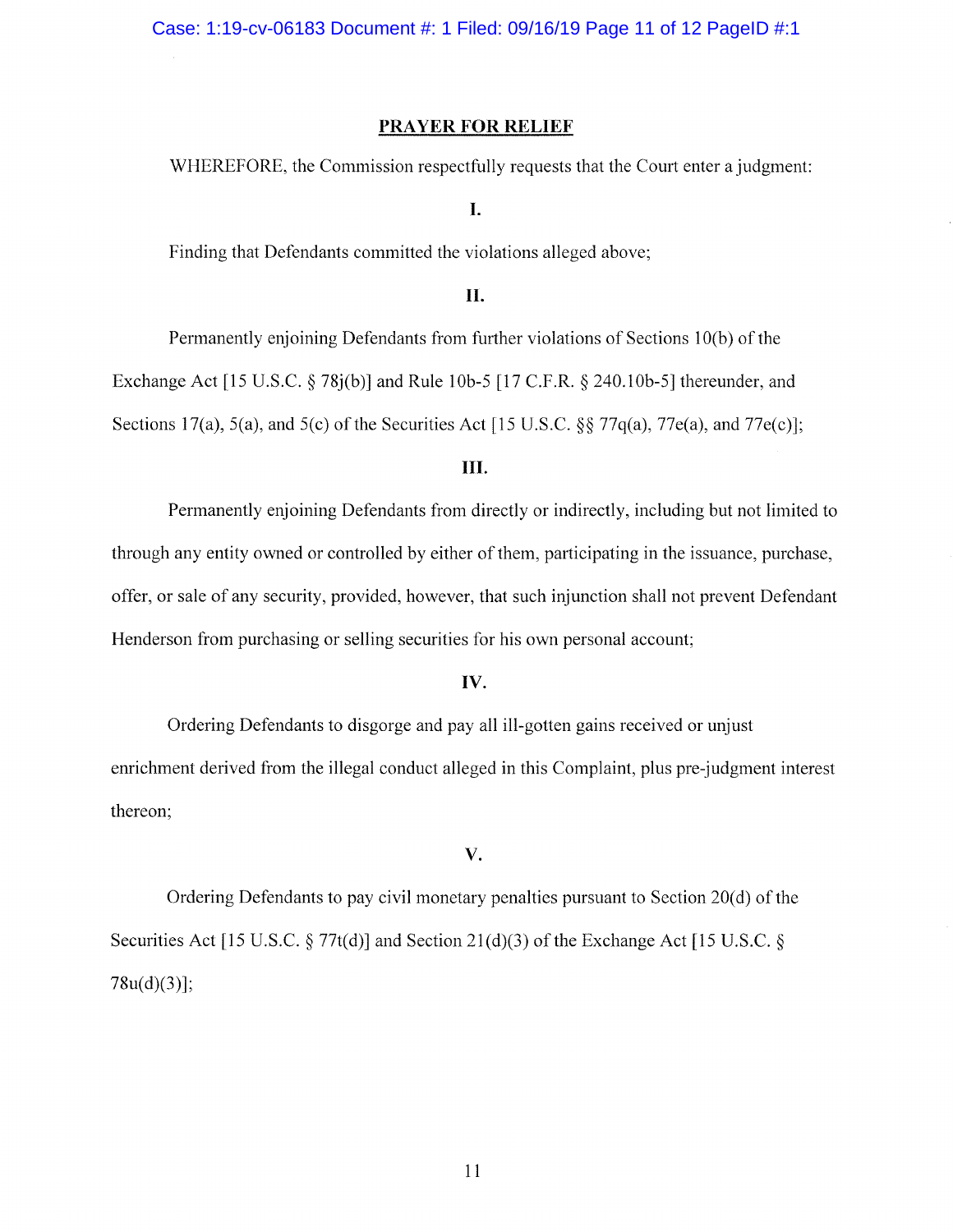## PRAYER FOR RELIEF

WHEREFORE, the Commission respectfully requests that the Court enter a judgment:

**I.**

Finding that Defendants committed the violations alleged above;

**II.**

Permanently enjoining Defendants from further violations of Sections 10(b) of the Exchange Act [15 U.S.C. § 78j(b)] and Rule 10b-5 [17 C.F.R. § 240.10b-5] thereunder, and Sections 17(a), 5(a), and 5(c) of the Securities Act [15 U.S.C. §§ 77q(a), 77e(a), and 77e(c)];

**III.**

Permanently enjoining Defendants from directly or indirectly, including but not limited to through any entity owned or controlled by either of them, participating in the issuance, purchase, offer, or sale of any security, provided, however, that such injunction shall not prevent Defendant Henderson from purchasing or selling securities for his own personal account;

**IV.**

Ordering Defendants to disgorge and pay all ill-gotten gains received or unjust enrichment derived from the illegal conduct alleged in this Complaint, plus pre-judgment interest thereon;

**V.**

Ordering Defendants to pay civil monetary penalties pursuant to Section 20(d) of the Securities Act [15 U.S.C. § 77t(d)] and Section 21(d)(3) of the Exchange Act [15 U.S.C. § 78u(d)(3)];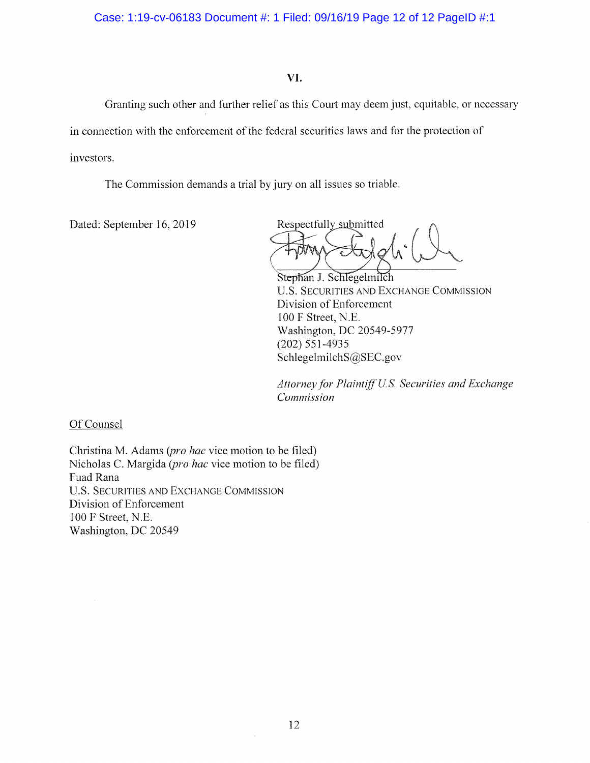## VI.

Granting such other and further relief as this Court may deem just, equitable, or necessary in connection with the enforcement of the federal securities laws and for the protection of investors.

The Commission demands a trial by jury on all issues so triable.

Dated: September 16, 2019

Respectfully submitted

Stephan J. Schlegelmilch
U.S. SECURITIES AND EXCHANGE COMMISSION
Division of Enforcement
100 F Street, N.E.
Washington, DC 20549-5977
(202) 551-4935
SchlegelmilchS@SEC.gov

*Attorney for Plaintiff U.S. Securities and Exchange Commission*

Of Counsel

Christina M. Adams (*pro hac* vice motion to be filed)
Nicholas C. Margida (*pro hac* vice motion to be filed)
Fuad Rana
U.S. SECURITIES AND EXCHANGE COMMISSION
Division of Enforcement
100 F Street, N.E.
Washington, DC 20549